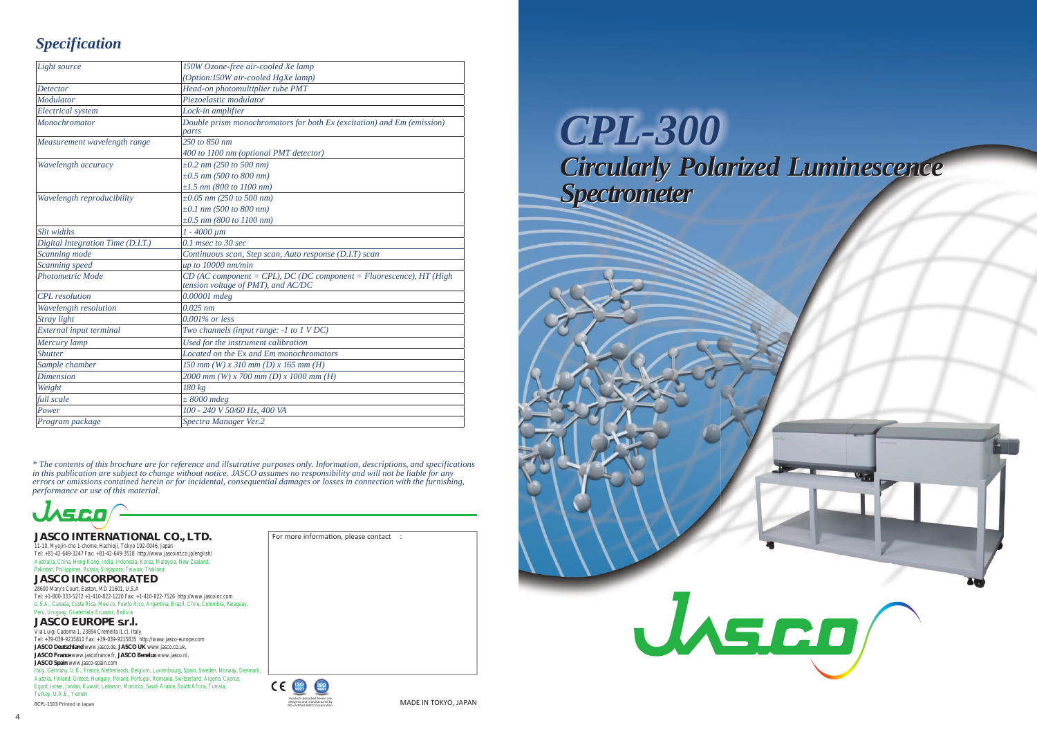# CPL-300

## Circularly Polarized Luminescence Spectrometer

## Specification

| Light source | 150W Ozone-free air-cooled Xe lamp (Option:150W air-cooled HgXe lamp) |
|---|---|
| Detector | Head-on photomultiplier tube PMT |
| Modulator | Piezoelastic modulator |
| Electrical system | Lock-in amplifier |
| Monochromator | Double prism monochromators for both Ex (excitation) and Em (emission) parts |
| Measurement wavelength range | 250 to 850 nm<br>400 to 1100 nm (optional PMT detector) |
| Wavelength accuracy | ±0.2 nm (250 to 500 nm)<br>±0.5 nm (500 to 800 nm)<br>±1.5 nm (800 to 1100 nm) |
| Wavelength reproducibility | ±0.05 nm (250 to 500 nm)<br>±0.1 nm (500 to 800 nm)<br>±0.5 nm (800 to 1100 nm) |
| Slit widths | 1 - 4000 µm |
| Digital Integration Time (D.I.T.) | 0.1 msec to 30 sec |
| Scanning mode | Continuous scan, Step scan, Auto response (D.I.T) scan |
| Scanning speed | up to 10000 nm/min |
| Photometric Mode | CD (AC component = CPL), DC (DC component = Fluorescence), HT (High tension voltage of PMT), and AC/DC |
| CPL resolution | 0.00001 mdeg |
| Wavelength resolution | 0.025 nm |
| Stray light | 0.001% or less |
| External input terminal | Two channels (input range: -1 to 1 V DC) |
| Mercury lamp | Used for the instrument calibration |
| Shutter | Located on the Ex and Em monochromators |
| Sample chamber | 150 mm (W) x 310 mm (D) x 165 mm (H) |
| Dimension | 2000 mm (W) x 700 mm (D) x 1000 mm (H) |
| Weight | 180 kg |
| full scale | ± 8000 mdeg |
| Power | 100 - 240 V 50/60 Hz, 400 VA |
| Program package | Spectra Manager Ver.2 |

*\* The contents of this brochure are for reference and illsutrative purposes only. Information, descriptions, and specifications in this publication are subject to change without notice. JASCO assumes no responsibility and will not be liable for any errors or omissions contained herein or for incidental, consequential damages or losses in connection with the furnishing, performance or use of this material.*

### JASCO INTERNATIONAL CO., LTD.

11-10, Myojin-cho 1-chome, Hachioji, Tokyo 192-0046, Japan
Tel: +81-42-649-3247 Fax: +81-42-649-3518 http://www.jascoint.co.jp/english/
Australia, China, Hong Kong, India, Indonesia, Korea, Malaysia, New Zealand, Pakistan, Philippines, Russia, Singapore, Taiwan, Thailand

### JASCO INCORPORATED

28600 Mary's Court, Easton, MD 21601, U.S.A
Tel: +1-800-333-5272 +1-410-822-1220 Fax: +1-410-822-7526 http://www.jascoinc.com
U.S.A., Canada, Costa Rica, Mexico, Puerto Rico, Argentina, Brazil, Chile, Colombia, Paraguay, Peru, Uruguay, Guatemala, Ecuador, Bolivia

### JASCO EUROPE s.r.l.

Via Luigi Cadorna 1, 23894 Cremella (Lc), Italy
Tel: +39-039-9215811 Fax: +39-039-9215835 http://www.jasco-europe.com
**JASCO Deutschland** www.jasco.de, **JASCO UK** www.jasco.co.uk,
**JASCO France** www.jascofrance.fr, **JASCO Benelux** www.jasco.nl,
**JASCO Spain** www.jasco-spain.com
Italy, Germany, U.K., France, Netherlands, Belgium, Luxembourg, Spain, Sweden, Norway, Denmark, Austria, Finland, Greece, Hungary, Poland, Portugal, Romania, Switzerland, Algeria, Cyprus, Egypt, Israel, Jordan, Kuwait, Lebanon, Morocco, Saudi Arabia, South Africa, Tunisia, Turkey, U.A.E., Yemen

For more information, please contact :

Products described herein are designed and manufactured by ISO-certified JASCO Corporation

BCPL-1503 Printed in Japan

MADE IN TOKYO, JAPAN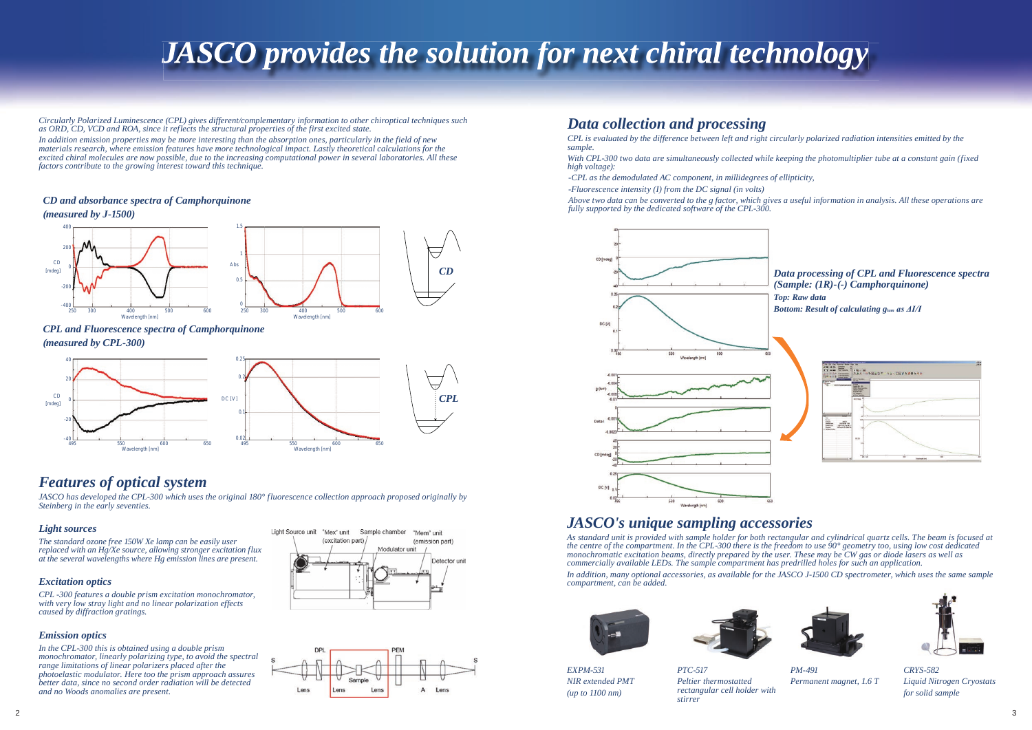# JASCO provides the solution for next chiral technology

*Circularly Polarized Luminescence (CPL) gives different/complementary information to other chiroptical techniques such as ORD, CD, VCD and ROA, since it reflects the structural properties of the first excited state.*

*In addition emission properties may be more interesting than the absorption ones, particularly in the field of new materials research, where emission features have more technological impact. Lastly theoretical calculations for the excited chiral molecules are now possible, due to the increasing computational power in several laboratories. All these factors contribute to the growing interest toward this technique.*

### CD and absorbance spectra of Camphorquinone (measured by J-1500)

CD [mdeg]
400
200
0
-200
-400
250 300 400 500 600
Wavelength [nm]

Abs
1.5
1
0.5
0
250 300 400 500 600
Wavelength [nm]

CD

### CPL and Fluorescence spectra of Camphorquinone (measured by CPL-300)

CD [mdeg]
40
20
0
-20
-40
495 550 600 650
Wavelength [nm]

DC [V]
0.25
0.2
0.1
0.02
495 550 600 650
Wavelength [nm]

CPL

## Features of optical system

*JASCO has developed the CPL-300 which uses the original 180° fluorescence collection approach proposed originally by Steinberg in the early seventies.*

### Light sources

*The standard ozone free 150W Xe lamp can be easily user replaced with an Hg/Xe source, allowing stronger excitation flux at the several wavelengths where Hg emission lines are present.*

Light Source unit, "Mex" unit (excitation part), Sample chamber, "Mem" unit (emission part), Modulator unit, Detector unit

### Excitation optics

*CPL -300 features a double prism excitation monochromator, with very low stray light and no linear polarization effects caused by diffraction gratings.*

### Emission optics

*In the CPL-300 this is obtained using a double prism monochromator, linearly polarizing type, to avoid the spectral range limitations of linear polarizers placed after the photoelastic modulator. Here too the prism approach assures better data, since no second order radiation will be detected and no Woods anomalies are present.*

DPL, PEM, S, Sample, Lens, Lens, Lens, A, Lens, S

## Data collection and processing

*CPL is evaluated by the difference between left and right circularly polarized radiation intensities emitted by the sample.*

*With CPL-300 two data are simultaneously collected while keeping the photomultiplier tube at a constant gain (fixed high voltage):*

*-CPL as the demodulated AC component, in millidegrees of ellipticity,*

*-Fluorescence intensity (I) from the DC signal (in volts)*

*Above two data can be converted to the g factor, which gives a useful information in analysis. All these operations are fully supported by the dedicated software of the CPL-300.*

CD [mdeg]
40
20
0
-20
-40
DC [V]
0.25
0.2
0.1
0.02
496 550 600 650
Wavelength [nm]

g (lum)
-0.001
-0.004
-0.006
-0.01
Delta I
0
-0.001
-0.0023
CD [mdeg]
40
20
0
-20
-40
DC [V]
0.25
0.1
0.02
496 550 600 650
Wavelength [nm]

**Data processing of CPL and Fluorescence spectra (Sample: (1R)-(-) Camphorquinone)**
**Top: Raw data**
**Bottom: Result of calculating $g_{lum}$ as $\Delta I/I$**

## JASCO's unique sampling accessories

*As standard unit is provided with sample holder for both rectangular and cylindrical quartz cells. The beam is focused at the centre of the compartment. In the CPL-300 there is the freedom to use 90° geometry too, using low cost dedicated monochromatic excitation beams, directly prepared by the user. These may be CW gas or diode lasers as well as commercially available LEDs. The sample compartment has predrilled holes for such an application.*

*In addition, many optional accessories, as available for the JASCO J-1500 CD spectrometer, which uses the same sample compartment, can be added.*

*EXPM-531*
*NIR extended PMT (up to 1100 nm)*

*PTC-517*
*Peltier thermostatted rectangular cell holder with stirrer*

*PM-491*
*Permanent magnet, 1.6 T*

*CRYS-582*
*Liquid Nitrogen Cryostats for solid sample*